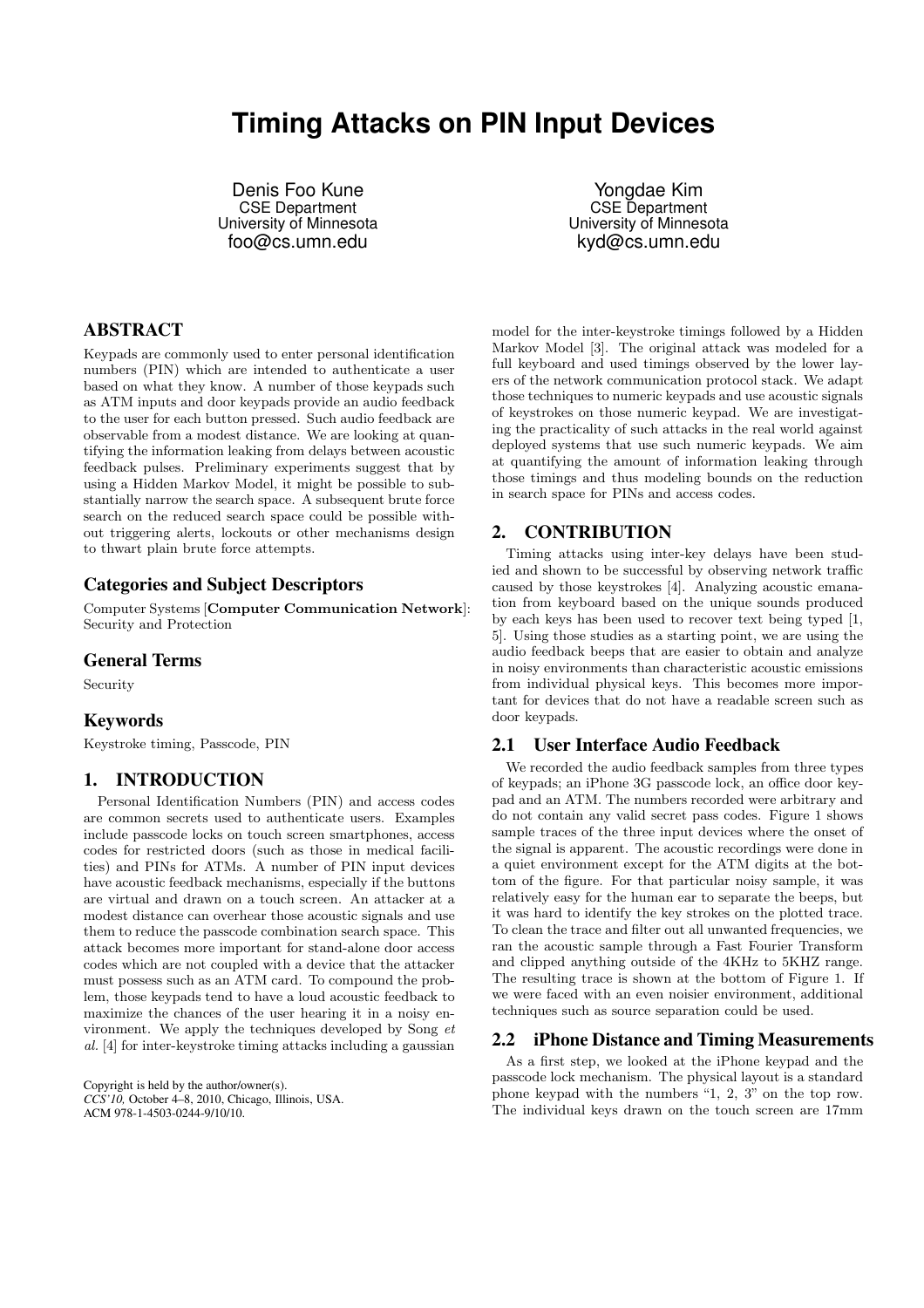# Timing Attacks on PIN Input Devices

Denis Foo Kune
CSE Department
University of Minnesota
foo@cs.umn.edu

Yongdae Kim
CSE Department
University of Minnesota
kyd@cs.umn.edu

## ABSTRACT

Keypads are commonly used to enter personal identification numbers (PIN) which are intended to authenticate a user based on what they know. A number of those keypads such as ATM inputs and door keypads provide an audio feedback to the user for each button pressed. Such audio feedback are observable from a modest distance. We are looking at quantifying the information leaking from delays between acoustic feedback pulses. Preliminary experiments suggest that by using a Hidden Markov Model, it might be possible to substantially narrow the search space. A subsequent brute force search on the reduced search space could be possible without triggering alerts, lockouts or other mechanisms design to thwart plain brute force attempts.

### Categories and Subject Descriptors

Computer Systems [**Computer Communication Network**]: Security and Protection

### General Terms

Security

### Keywords

Keystroke timing, Passcode, PIN

## 1. INTRODUCTION

Personal Identification Numbers (PIN) and access codes are common secrets used to authenticate users. Examples include passcode locks on touch screen smartphones, access codes for restricted doors (such as those in medical facilities) and PINs for ATMs. A number of PIN input devices have acoustic feedback mechanisms, especially if the buttons are virtual and drawn on a touch screen. An attacker at a modest distance can overhear those acoustic signals and use them to reduce the passcode combination search space. This attack becomes more important for stand-alone door access codes which are not coupled with a device that the attacker must possess such as an ATM card. To compound the problem, those keypads tend to have a loud acoustic feedback to maximize the chances of the user hearing it in a noisy environment. We apply the techniques developed by Song *et al.* [4] for inter-keystroke timing attacks including a gaussian model for the inter-keystroke timings followed by a Hidden Markov Model [3]. The original attack was modeled for a full keyboard and used timings observed by the lower layers of the network communication protocol stack. We adapt those techniques to numeric keypads and use acoustic signals of keystrokes on those numeric keypad. We are investigating the practicality of such attacks in the real world against deployed systems that use such numeric keypads. We aim at quantifying the amount of information leaking through those timings and thus modeling bounds on the reduction in search space for PINs and access codes.

Copyright is held by the author/owner(s).
*CCS'10,* October 4–8, 2010, Chicago, Illinois, USA.
ACM 978-1-4503-0244-9/10/10.

## 2. CONTRIBUTION

Timing attacks using inter-key delays have been studied and shown to be successful by observing network traffic caused by those keystrokes [4]. Analyzing acoustic emanation from keyboard based on the unique sounds produced by each keys has been used to recover text being typed [1, 5]. Using those studies as a starting point, we are using the audio feedback beeps that are easier to obtain and analyze in noisy environments than characteristic acoustic emissions from individual physical keys. This becomes more important for devices that do not have a readable screen such as door keypads.

### 2.1 User Interface Audio Feedback

We recorded the audio feedback samples from three types of keypads; an iPhone 3G passcode lock, an office door keypad and an ATM. The numbers recorded were arbitrary and do not contain any valid secret pass codes. Figure 1 shows sample traces of the three input devices where the onset of the signal is apparent. The acoustic recordings were done in a quiet environment except for the ATM digits at the bottom of the figure. For that particular noisy sample, it was relatively easy for the human ear to separate the beeps, but it was hard to identify the key strokes on the plotted trace. To clean the trace and filter out all unwanted frequencies, we ran the acoustic sample through a Fast Fourier Transform and clipped anything outside of the 4KHz to 5KHZ range. The resulting trace is shown at the bottom of Figure 1. If we were faced with an even noisier environment, additional techniques such as source separation could be used.

### 2.2 iPhone Distance and Timing Measurements

As a first step, we looked at the iPhone keypad and the passcode lock mechanism. The physical layout is a standard phone keypad with the numbers "1, 2, 3" on the top row. The individual keys drawn on the touch screen are 17mm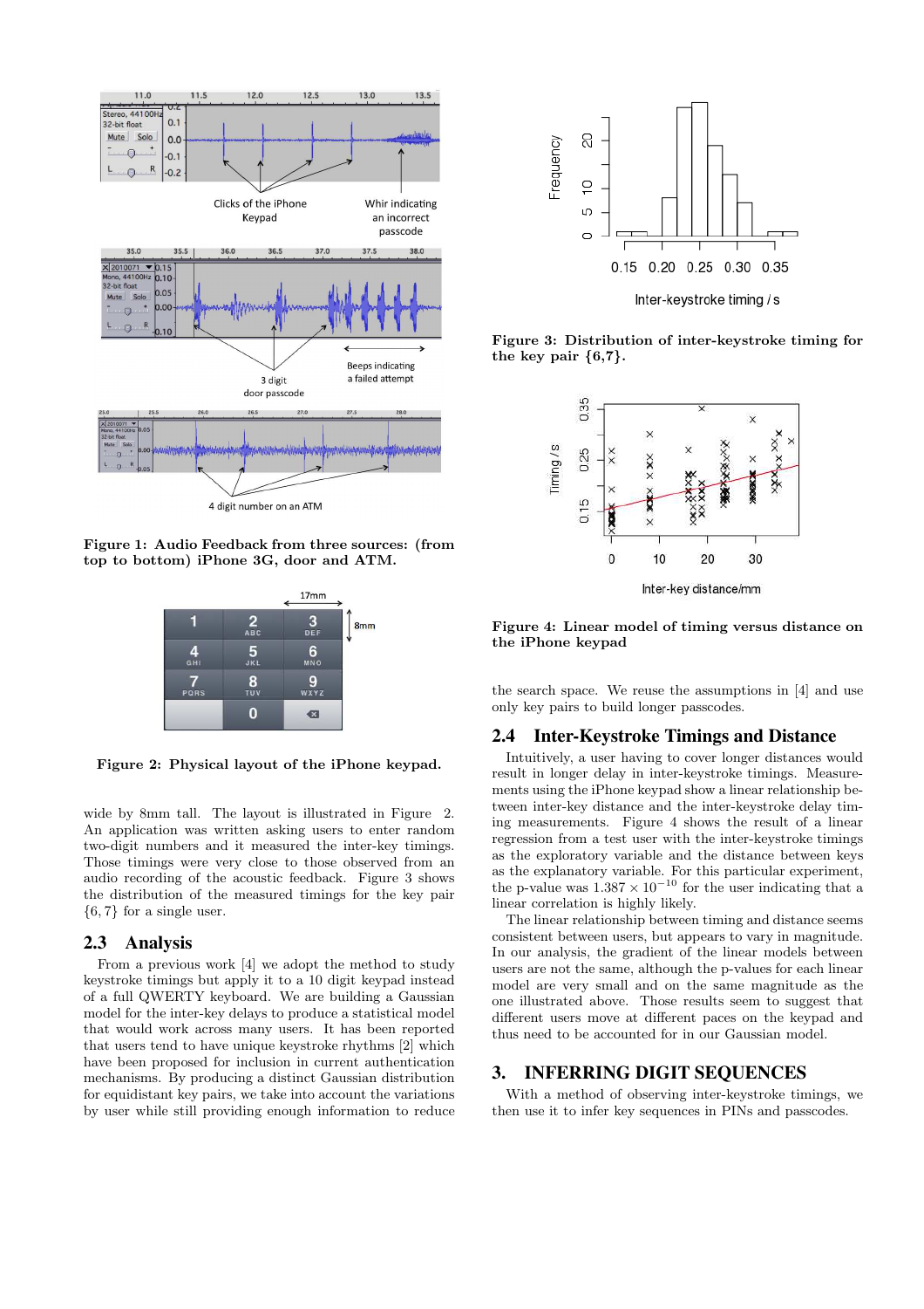Figure 1: Audio Feedback from three sources: (from top to bottom) iPhone 3G, door and ATM.

Figure 2: Physical layout of the iPhone keypad.

wide by 8mm tall. The layout is illustrated in Figure 2. An application was written asking users to enter random two-digit numbers and it measured the inter-key timings. Those timings were very close to those observed from an audio recording of the acoustic feedback. Figure 3 shows the distribution of the measured timings for the key pair $\{6, 7\}$ for a single user.

## 2.3 Analysis

From a previous work [4] we adopt the method to study keystroke timings but apply it to a 10 digit keypad instead of a full QWERTY keyboard. We are building a Gaussian model for the inter-key delays to produce a statistical model that would work across many users. It has been reported that users tend to have unique keystroke rhythms [2] which have been proposed for inclusion in current authentication mechanisms. By producing a distinct Gaussian distribution for equidistant key pairs, we take into account the variations by user while still providing enough information to reduce the search space. We reuse the assumptions in [4] and use only key pairs to build longer passcodes.

Figure 3: Distribution of inter-keystroke timing for the key pair $\{6,7\}$.

Figure 4: Linear model of timing versus distance on the iPhone keypad

## 2.4 Inter-Keystroke Timings and Distance

Intuitively, a user having to cover longer distances would result in longer delay in inter-keystroke timings. Measurements using the iPhone keypad show a linear relationship between inter-key distance and the inter-keystroke delay timing measurements. Figure 4 shows the result of a linear regression from a test user with the inter-keystroke timings as the exploratory variable and the distance between keys as the explanatory variable. For this particular experiment, the p-value was $1.387 \times 10^{-10}$ for the user indicating that a linear correlation is highly likely.

The linear relationship between timing and distance seems consistent between users, but appears to vary in magnitude. In our analysis, the gradient of the linear models between users are not the same, although the p-values for each linear model are very small and on the same magnitude as the one illustrated above. Those results seem to suggest that different users move at different paces on the keypad and thus need to be accounted for in our Gaussian model.

# 3. INFERRING DIGIT SEQUENCES

With a method of observing inter-keystroke timings, we then use it to infer key sequences in PINs and passcodes.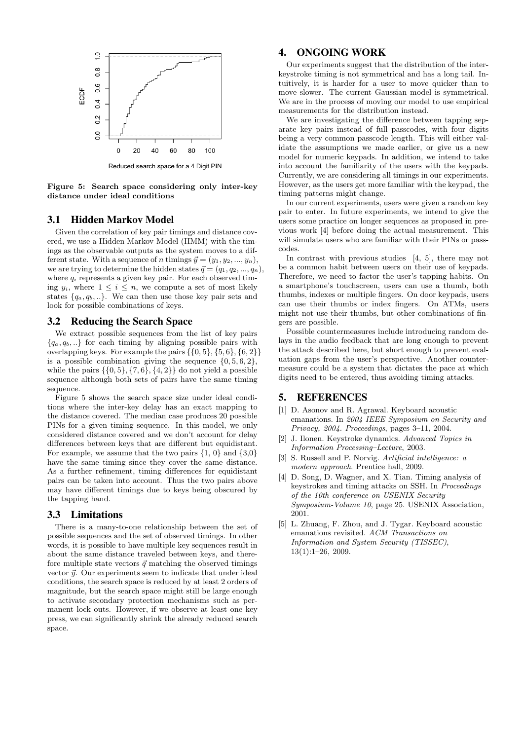ECDF

1.0
0.8
0.6
0.4
0.2
0.0

0 20 40 60 80 100

Reduced search space for a 4 Digit PIN

**Figure 5: Search space considering only inter-key distance under ideal conditions**

## 3.1 Hidden Markov Model

Given the correlation of key pair timings and distance covered, we use a Hidden Markov Model (HMM) with the timings as the observable outputs as the system moves to a different state. With a sequence of $n$ timings $\vec{y} = (y_1, y_2, ..., y_n)$, we are trying to determine the hidden states $\vec{q} = (q_1, q_2, ..., q_n)$, where $q_i$ represents a given key pair. For each observed timing $y_i$, where $1 \leq i \leq n$, we compute a set of most likely states $\{q_a, q_b, ..\}$. We can then use those key pair sets and look for possible combinations of keys.

## 3.2 Reducing the Search Space

We extract possible sequences from the list of key pairs $\{q_a, q_b, ..\}$ for each timing by aligning possible pairs with overlapping keys. For example the pairs $\{\{0, 5\}, \{5, 6\}, \{6, 2\}\}$ is a possible combination giving the sequence $\{0, 5, 6, 2\}$, while the pairs $\{\{0, 5\}, \{7, 6\}, \{4, 2\}\}$ do not yield a possible sequence although both sets of pairs have the same timing sequence.

Figure 5 shows the search space size under ideal conditions where the inter-key delay has an exact mapping to the distance covered. The median case produces 20 possible PINs for a given timing sequence. In this model, we only considered distance covered and we don't account for delay differences between keys that are different but equidistant. For example, we assume that the two pairs $\{1, 0\}$ and $\{3,0\}$ have the same timing since they cover the same distance. As a further refinement, timing differences for equidistant pairs can be taken into account. Thus the two pairs above may have different timings due to keys being obscured by the tapping hand.

## 3.3 Limitations

There is a many-to-one relationship between the set of possible sequences and the set of observed timings. In other words, it is possible to have multiple key sequences result in about the same distance traveled between keys, and therefore multiple state vectors $\vec{q}$ matching the observed timings vector $\vec{y}$. Our experiments seem to indicate that under ideal conditions, the search space is reduced by at least 2 orders of magnitude, but the search space might still be large enough to activate secondary protection mechanisms such as permanent lock outs. However, if we observe at least one key press, we can significantly shrink the already reduced search space.

# 4. ONGOING WORK

Our experiments suggest that the distribution of the inter-keystroke timing is not symmetrical and has a long tail. Intuitively, it is harder for a user to move quicker than to move slower. The current Gaussian model is symmetrical. We are in the process of moving our model to use empirical measurements for the distribution instead.

We are investigating the difference between tapping separate key pairs instead of full passcodes, with four digits being a very common passcode length. This will either validate the assumptions we made earlier, or give us a new model for numeric keypads. In addition, we intend to take into account the familiarity of the users with the keypads. Currently, we are considering all timings in our experiments. However, as the users get more familiar with the keypad, the timing patterns might change.

In our current experiments, users were given a random key pair to enter. In future experiments, we intend to give the users some practice on longer sequences as proposed in previous work [4] before doing the actual measurement. This will simulate users who are familiar with their PINs or passcodes.

In contrast with previous studies [4, 5], there may not be a common habit between users on their use of keypads. Therefore, we need to factor the user's tapping habits. On a smartphone's touchscreen, users can use a thumb, both thumbs, indexes or multiple fingers. On door keypads, users can use their thumbs or index fingers. On ATMs, users might not use their thumbs, but other combinations of fingers are possible.

Possible countermeasures include introducing random delays in the audio feedback that are long enough to prevent the attack described here, but short enough to prevent evaluation gaps from the user's perspective. Another countermeasure could be a system that dictates the pace at which digits need to be entered, thus avoiding timing attacks.

# 5. REFERENCES

[1] D. Asonov and R. Agrawal. Keyboard acoustic emanations. In *2004 IEEE Symposium on Security and Privacy, 2004. Proceedings*, pages 3–11, 2004.

[2] J. Ilonen. Keystroke dynamics. *Advanced Topics in Information Processing–Lecture*, 2003.

[3] S. Russell and P. Norvig. *Artificial intelligence: a modern approach*. Prentice hall, 2009.

[4] D. Song, D. Wagner, and X. Tian. Timing analysis of keystrokes and timing attacks on SSH. In *Proceedings of the 10th conference on USENIX Security Symposium-Volume 10*, page 25. USENIX Association, 2001.

[5] L. Zhuang, F. Zhou, and J. Tygar. Keyboard acoustic emanations revisited. *ACM Transactions on Information and System Security (TISSEC)*, 13(1):1–26, 2009.